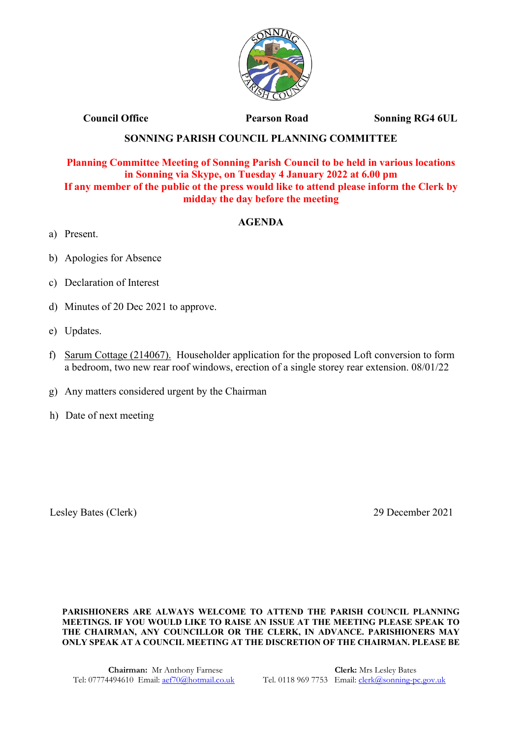Council Office | Pearson Road | Sonning RG4 6UL

## SONNING PARISH COUNCIL PLANNING COMMITTEE

**Planning Committee Meeting of Sonning Parish Council to be held in various locations in Sonning via Skype, on Tuesday 4 January 2022 at 6.00 pm**
**If any member of the public ot the press would like to attend please inform the Clerk by midday the day before the meeting**

### AGENDA

a) Present.

b) Apologies for Absence

c) Declaration of Interest

d) Minutes of 20 Dec 2021 to approve.

e) Updates.

f) Sarum Cottage (214067). Householder application for the proposed Loft conversion to form a bedroom, two new rear roof windows, erection of a single storey rear extension. 08/01/22

g) Any matters considered urgent by the Chairman

h) Date of next meeting

Lesley Bates (Clerk) 29 December 2021

**PARISHIONERS ARE ALWAYS WELCOME TO ATTEND THE PARISH COUNCIL PLANNING MEETINGS. IF YOU WOULD LIKE TO RAISE AN ISSUE AT THE MEETING PLEASE SPEAK TO THE CHAIRMAN, ANY COUNCILLOR OR THE CLERK, IN ADVANCE. PARISHIONERS MAY ONLY SPEAK AT A COUNCIL MEETING AT THE DISCRETION OF THE CHAIRMAN. PLEASE BE**

**Chairman:** Mr Anthony Farnese
Tel: 07774494610 Email: aef70@hotmail.co.uk

**Clerk:** Mrs Lesley Bates
Tel. 0118 969 7753 Email: clerk@sonning-pc.gov.uk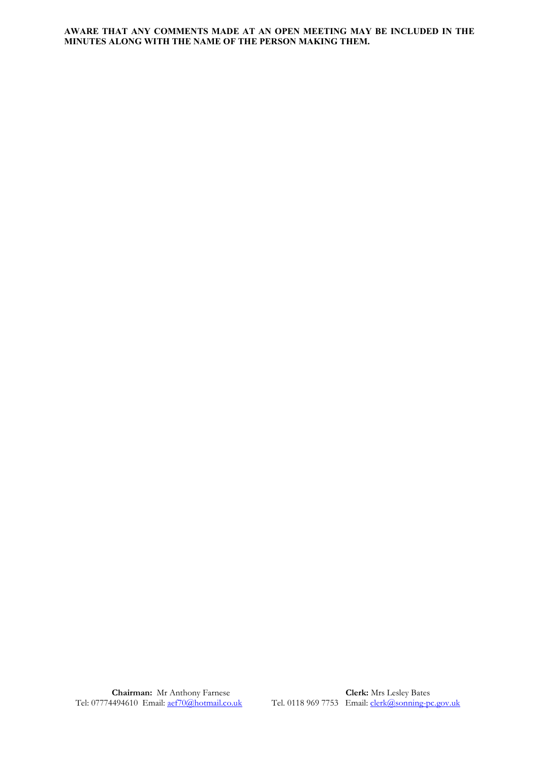**AWARE THAT ANY COMMENTS MADE AT AN OPEN MEETING MAY BE INCLUDED IN THE MINUTES ALONG WITH THE NAME OF THE PERSON MAKING THEM.**

**Chairman:** Mr Anthony Farnese
Tel: 07774494610 Email: aef70@hotmail.co.uk

**Clerk:** Mrs Lesley Bates
Tel. 0118 969 7753 Email: clerk@sonning-pc.gov.uk